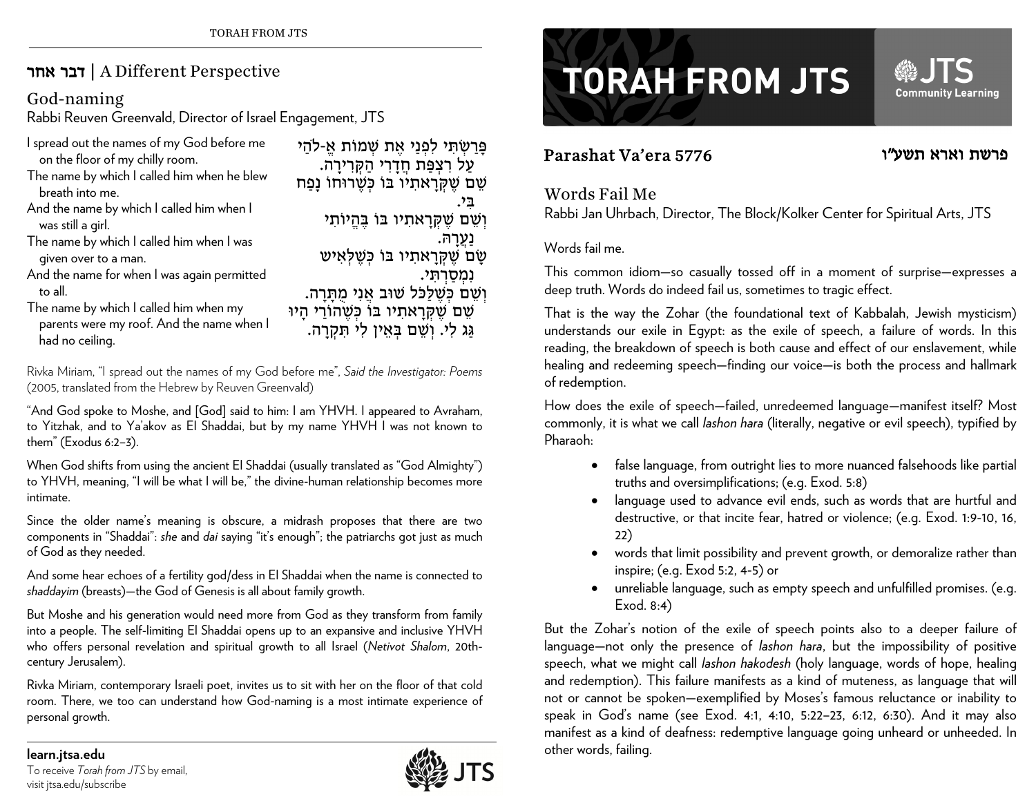# TORAH FROM JTS

JTS Community Learning

## Parashat Va'era 5776

פרשת וארא תשע"ו

### Words Fail Me

Rabbi Jan Uhrbach, Director, The Block/Kolker Center for Spiritual Arts, JTS

Words fail me.

This common idiom—so casually tossed off in a moment of surprise—expresses a deep truth. Words do indeed fail us, sometimes to tragic effect.

That is the way the Zohar (the foundational text of Kabbalah, Jewish mysticism) understands our exile in Egypt: as the exile of speech, a failure of words. In this reading, the breakdown of speech is both cause and effect of our enslavement, while healing and redeeming speech—finding our voice—is both the process and hallmark of redemption.

How does the exile of speech—failed, unredeemed language—manifest itself? Most commonly, it is what we call *lashon hara* (literally, negative or evil speech), typified by Pharaoh:

- false language, from outright lies to more nuanced falsehoods like partial truths and oversimplifications; (e.g. Exod. 5:8)
- language used to advance evil ends, such as words that are hurtful and destructive, or that incite fear, hatred or violence; (e.g. Exod. 1:9-10, 16, 22)
- words that limit possibility and prevent growth, or demoralize rather than inspire; (e.g. Exod 5:2, 4-5) or
- unreliable language, such as empty speech and unfulfilled promises. (e.g. Exod. 8:4)

But the Zohar's notion of the exile of speech points also to a deeper failure of language—not only the presence of *lashon hara*, but the impossibility of positive speech, what we might call *lashon hakodesh* (holy language, words of hope, healing and redemption). This failure manifests as a kind of muteness, as language that will not or cannot be spoken—exemplified by Moses's famous reluctance or inability to speak in God's name (see Exod. 4:1, 4:10, 5:22–23, 6:12, 6:30). And it may also manifest as a kind of deafness: redemptive language going unheard or unheeded. In other words, failing.

## דבר אחר | A Different Perspective

### God-naming

Rabbi Reuven Greenvald, Director of Israel Engagement, JTS

I spread out the names of my God before me on the floor of my chilly room.
The name by which I called him when he blew breath into me.
And the name by which I called him when I was still a girl.
The name by which I called him when I was given over to a man.
And the name for when I was again permitted to all.
The name by which I called him when my parents were my roof. And the name when I had no ceiling.

פָּרַשְׂתִּי לְפָנַי אֶת שְׁמוֹת אֱ-לֹהַי
עַל רִצְפַּת חֲדָרִי הַקְּרִירָה.
שֵׁם שֶׁקְּרָאתִיו בּוֹ כְּשֶׁרוּחוֹ נָפַח בִּי.
וְשֵׁם שֶׁקְּרָאתִיו בּוֹ בִּהְיוֹתִי נַעֲרָה.
שֵׁם שֶׁקְּרָאתִיו בּוֹ כְּשֶׁלְּאִישׁ נִמְסַרְתִּי.
וְשֵׁם כְּשֶׁלַּכֹּל שׁוּב אֲנִי מֻתָּרָה.
שֵׁם שֶׁקְּרָאתִיו בּוֹ כְּשֶׁהוֹרַי הָיוּ גַּג לִי. וְשֵׁם בְּאֵין לִי תִּקְרָה.

Rivka Miriam, "I spread out the names of my God before me", *Said the Investigator: Poems* (2005, translated from the Hebrew by Reuven Greenvald)

"And God spoke to Moshe, and [God] said to him: I am YHVH. I appeared to Avraham, to Yitzhak, and to Ya'akov as El Shaddai, but by my name YHVH I was not known to them" (Exodus 6:2–3).

When God shifts from using the ancient El Shaddai (usually translated as "God Almighty") to YHVH, meaning, "I will be what I will be," the divine-human relationship becomes more intimate.

Since the older name's meaning is obscure, a midrash proposes that there are two components in "Shaddai": *she* and *dai* saying "it's enough"; the patriarchs got just as much of God as they needed.

And some hear echoes of a fertility god/dess in El Shaddai when the name is connected to *shaddayim* (breasts)—the God of Genesis is all about family growth.

But Moshe and his generation would need more from God as they transform from family into a people. The self-limiting El Shaddai opens up to an expansive and inclusive YHVH who offers personal revelation and spiritual growth to all Israel (*Netivot Shalom*, 20th-century Jerusalem).

Rivka Miriam, contemporary Israeli poet, invites us to sit with her on the floor of that cold room. There, we too can understand how God-naming is a most intimate experience of personal growth.

**learn.jtsa.edu**
To receive *Torah from JTS* by email, visit jtsa.edu/subscribe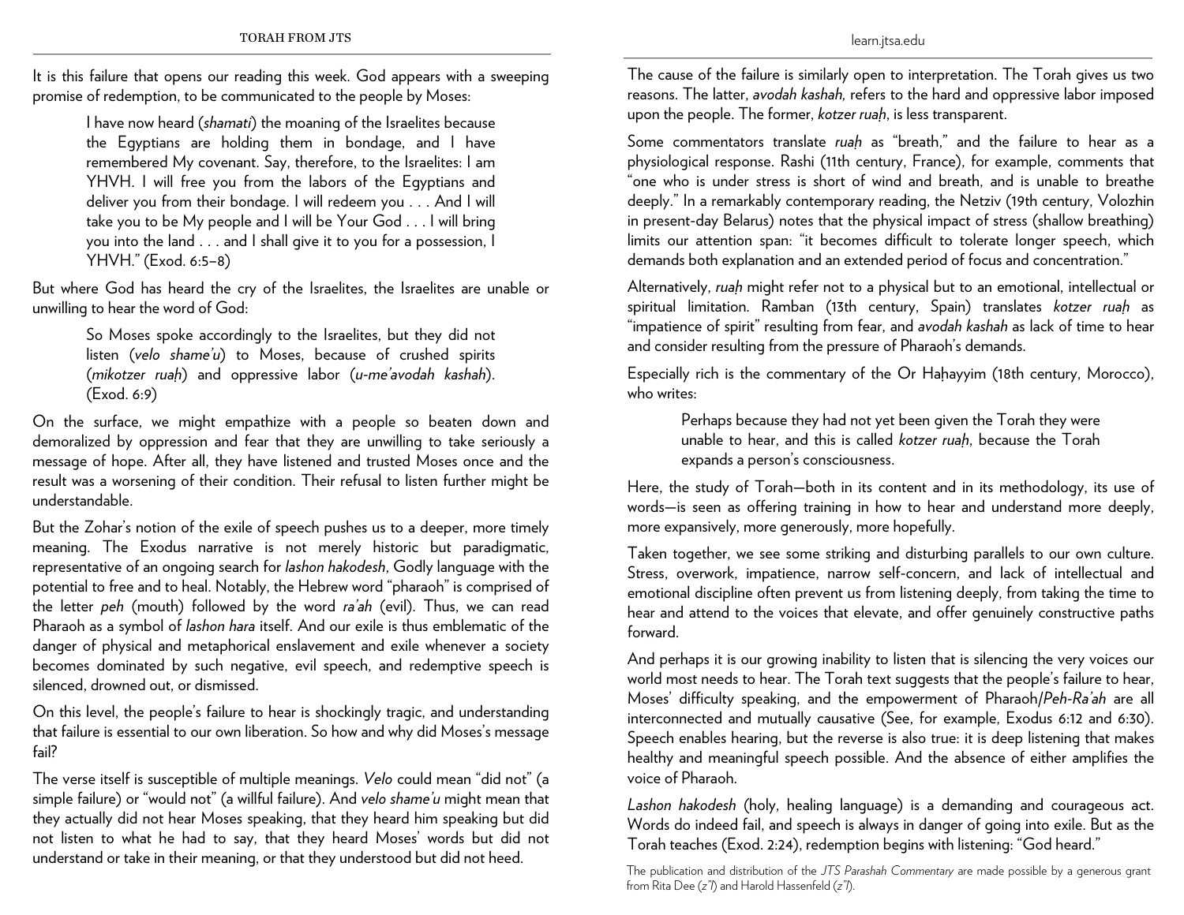It is this failure that opens our reading this week. God appears with a sweeping promise of redemption, to be communicated to the people by Moses:

> I have now heard (*shamati*) the moaning of the Israelites because the Egyptians are holding them in bondage, and I have remembered My covenant. Say, therefore, to the Israelites: I am YHVH. I will free you from the labors of the Egyptians and deliver you from their bondage. I will redeem you . . . And I will take you to be My people and I will be Your God . . . I will bring you into the land . . . and I shall give it to you for a possession, I YHVH." (Exod. 6:5–8)

But where God has heard the cry of the Israelites, the Israelites are unable or unwilling to hear the word of God:

> So Moses spoke accordingly to the Israelites, but they did not listen (*velo shame'u*) to Moses, because of crushed spirits (*mikotzer ruaḥ*) and oppressive labor (*u-me'avodah kashah*). (Exod. 6:9)

On the surface, we might empathize with a people so beaten down and demoralized by oppression and fear that they are unwilling to take seriously a message of hope. After all, they have listened and trusted Moses once and the result was a worsening of their condition. Their refusal to listen further might be understandable.

But the Zohar's notion of the exile of speech pushes us to a deeper, more timely meaning. The Exodus narrative is not merely historic but paradigmatic, representative of an ongoing search for *lashon hakodesh*, Godly language with the potential to free and to heal. Notably, the Hebrew word "pharaoh" is comprised of the letter *peh* (mouth) followed by the word *ra'ah* (evil). Thus, we can read Pharaoh as a symbol of *lashon hara* itself. And our exile is thus emblematic of the danger of physical and metaphorical enslavement and exile whenever a society becomes dominated by such negative, evil speech, and redemptive speech is silenced, drowned out, or dismissed.

On this level, the people's failure to hear is shockingly tragic, and understanding that failure is essential to our own liberation. So how and why did Moses's message fail?

The verse itself is susceptible of multiple meanings. *Velo* could mean "did not" (a simple failure) or "would not" (a willful failure). And *velo shame'u* might mean that they actually did not hear Moses speaking, that they heard him speaking but did not listen to what he had to say, that they heard Moses' words but did not understand or take in their meaning, or that they understood but did not heed.

The cause of the failure is similarly open to interpretation. The Torah gives us two reasons. The latter, *avodah kashah,* refers to the hard and oppressive labor imposed upon the people. The former, *kotzer ruaḥ*, is less transparent.

Some commentators translate *ruaḥ* as "breath," and the failure to hear as a physiological response. Rashi (11th century, France), for example, comments that "one who is under stress is short of wind and breath, and is unable to breathe deeply." In a remarkably contemporary reading, the Netziv (19th century, Volozhin in present-day Belarus) notes that the physical impact of stress (shallow breathing) limits our attention span: "it becomes difficult to tolerate longer speech, which demands both explanation and an extended period of focus and concentration."

Alternatively, *ruaḥ* might refer not to a physical but to an emotional, intellectual or spiritual limitation. Ramban (13th century, Spain) translates *kotzer ruaḥ* as "impatience of spirit" resulting from fear, and *avodah kashah* as lack of time to hear and consider resulting from the pressure of Pharaoh's demands.

Especially rich is the commentary of the Or Haḥayyim (18th century, Morocco), who writes:

> Perhaps because they had not yet been given the Torah they were unable to hear, and this is called *kotzer ruaḥ*, because the Torah expands a person's consciousness.

Here, the study of Torah—both in its content and in its methodology, its use of words—is seen as offering training in how to hear and understand more deeply, more expansively, more generously, more hopefully.

Taken together, we see some striking and disturbing parallels to our own culture. Stress, overwork, impatience, narrow self-concern, and lack of intellectual and emotional discipline often prevent us from listening deeply, from taking the time to hear and attend to the voices that elevate, and offer genuinely constructive paths forward.

And perhaps it is our growing inability to listen that is silencing the very voices our world most needs to hear. The Torah text suggests that the people's failure to hear, Moses' difficulty speaking, and the empowerment of Pharaoh/*Peh-Ra'ah* are all interconnected and mutually causative (See, for example, Exodus 6:12 and 6:30). Speech enables hearing, but the reverse is also true: it is deep listening that makes healthy and meaningful speech possible. And the absence of either amplifies the voice of Pharaoh.

*Lashon hakodesh* (holy, healing language) is a demanding and courageous act. Words do indeed fail, and speech is always in danger of going into exile. But as the Torah teaches (Exod. 2:24), redemption begins with listening: "God heard."

The publication and distribution of the *JTS Parashah Commentary* are made possible by a generous grant from Rita Dee (*z"l*) and Harold Hassenfeld (*z"l*).